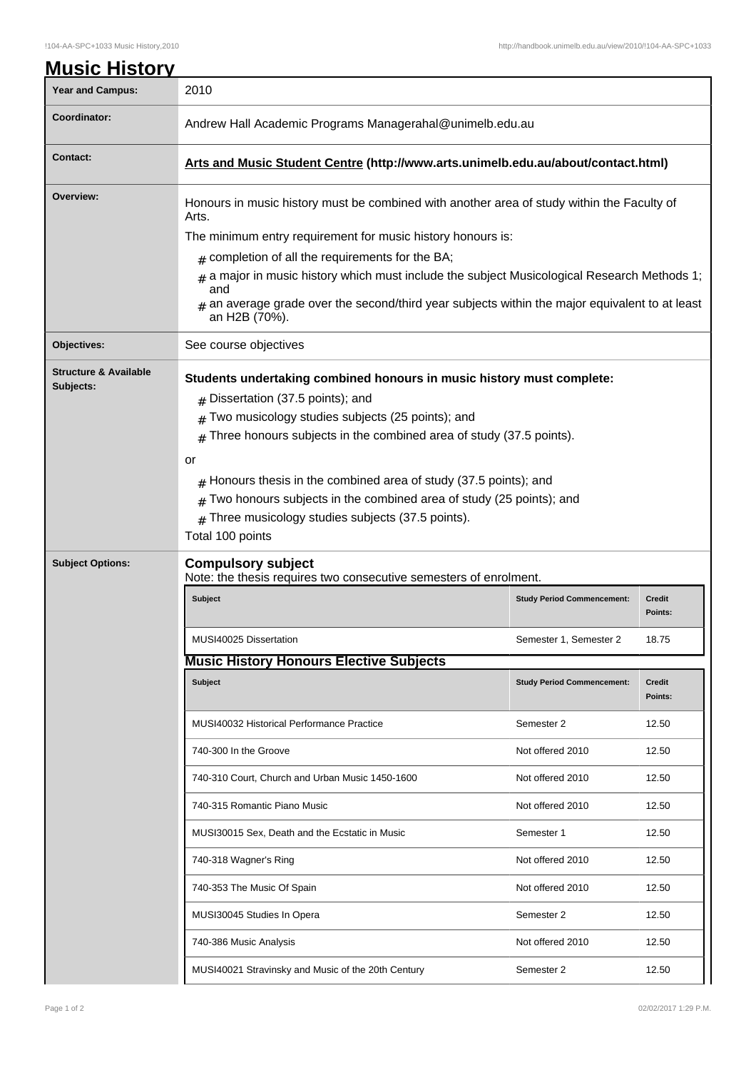# Music History

| | |
|---|---|
| **Year and Campus:** | 2010 |
| **Coordinator:** | Andrew Hall Academic Programs Managerahal@unimelb.edu.au |
| **Contact:** | **Arts and Music Student Centre (http://www.arts.unimelb.edu.au/about/contact.html)** |
| **Overview:** | Honours in music history must be combined with another area of study within the Faculty of Arts. The minimum entry requirement for music history honours is: # completion of all the requirements for the BA; # a major in music history which must include the subject Musicological Research Methods 1; and # an average grade over the second/third year subjects within the major equivalent to at least an H2B (70%). |
| **Objectives:** | See course objectives |
| **Structure & Available Subjects:** | **Students undertaking combined honours in music history must complete:** # Dissertation (37.5 points); and # Two musicology studies subjects (25 points); and # Three honours subjects in the combined area of study (37.5 points). or # Honours thesis in the combined area of study (37.5 points); and # Two honours subjects in the combined area of study (25 points); and # Three musicology studies subjects (37.5 points). Total 100 points |

## Subject Options:

### Compulsory subject

Note: the thesis requires two consecutive semesters of enrolment.

| Subject | Study Period Commencement: | Credit Points: |
|---|---|---|
| MUSI40025 Dissertation | Semester 1, Semester 2 | 18.75 |

### Music History Honours Elective Subjects

| Subject | Study Period Commencement: | Credit Points: |
|---|---|---|
| MUSI40032 Historical Performance Practice | Semester 2 | 12.50 |
| 740-300 In the Groove | Not offered 2010 | 12.50 |
| 740-310 Court, Church and Urban Music 1450-1600 | Not offered 2010 | 12.50 |
| 740-315 Romantic Piano Music | Not offered 2010 | 12.50 |
| MUSI30015 Sex, Death and the Ecstatic in Music | Semester 1 | 12.50 |
| 740-318 Wagner's Ring | Not offered 2010 | 12.50 |
| 740-353 The Music Of Spain | Not offered 2010 | 12.50 |
| MUSI30045 Studies In Opera | Semester 2 | 12.50 |
| 740-386 Music Analysis | Not offered 2010 | 12.50 |
| MUSI40021 Stravinsky and Music of the 20th Century | Semester 2 | 12.50 |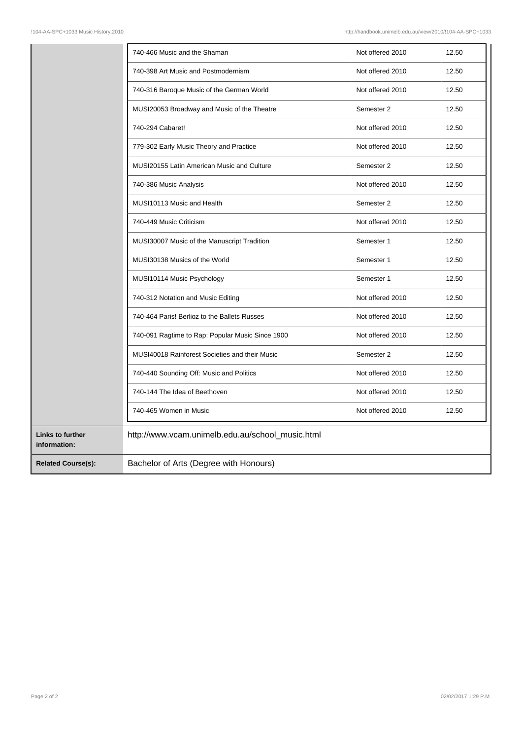| | | | |
|---|---|---|---|
| | 740-466 Music and the Shaman | Not offered 2010 | 12.50 |
| | 740-398 Art Music and Postmodernism | Not offered 2010 | 12.50 |
| | 740-316 Baroque Music of the German World | Not offered 2010 | 12.50 |
| | MUSI20053 Broadway and Music of the Theatre | Semester 2 | 12.50 |
| | 740-294 Cabaret! | Not offered 2010 | 12.50 |
| | 779-302 Early Music Theory and Practice | Not offered 2010 | 12.50 |
| | MUSI20155 Latin American Music and Culture | Semester 2 | 12.50 |
| | 740-386 Music Analysis | Not offered 2010 | 12.50 |
| | MUSI10113 Music and Health | Semester 2 | 12.50 |
| | 740-449 Music Criticism | Not offered 2010 | 12.50 |
| | MUSI30007 Music of the Manuscript Tradition | Semester 1 | 12.50 |
| | MUSI30138 Musics of the World | Semester 1 | 12.50 |
| | MUSI10114 Music Psychology | Semester 1 | 12.50 |
| | 740-312 Notation and Music Editing | Not offered 2010 | 12.50 |
| | 740-464 Paris! Berlioz to the Ballets Russes | Not offered 2010 | 12.50 |
| | 740-091 Ragtime to Rap: Popular Music Since 1900 | Not offered 2010 | 12.50 |
| | MUSI40018 Rainforest Societies and their Music | Semester 2 | 12.50 |
| | 740-440 Sounding Off: Music and Politics | Not offered 2010 | 12.50 |
| | 740-144 The Idea of Beethoven | Not offered 2010 | 12.50 |
| | 740-465 Women in Music | Not offered 2010 | 12.50 |
| **Links to further information:** | http://www.vcam.unimelb.edu.au/school_music.html | | |
| **Related Course(s):** | Bachelor of Arts (Degree with Honours) | | |